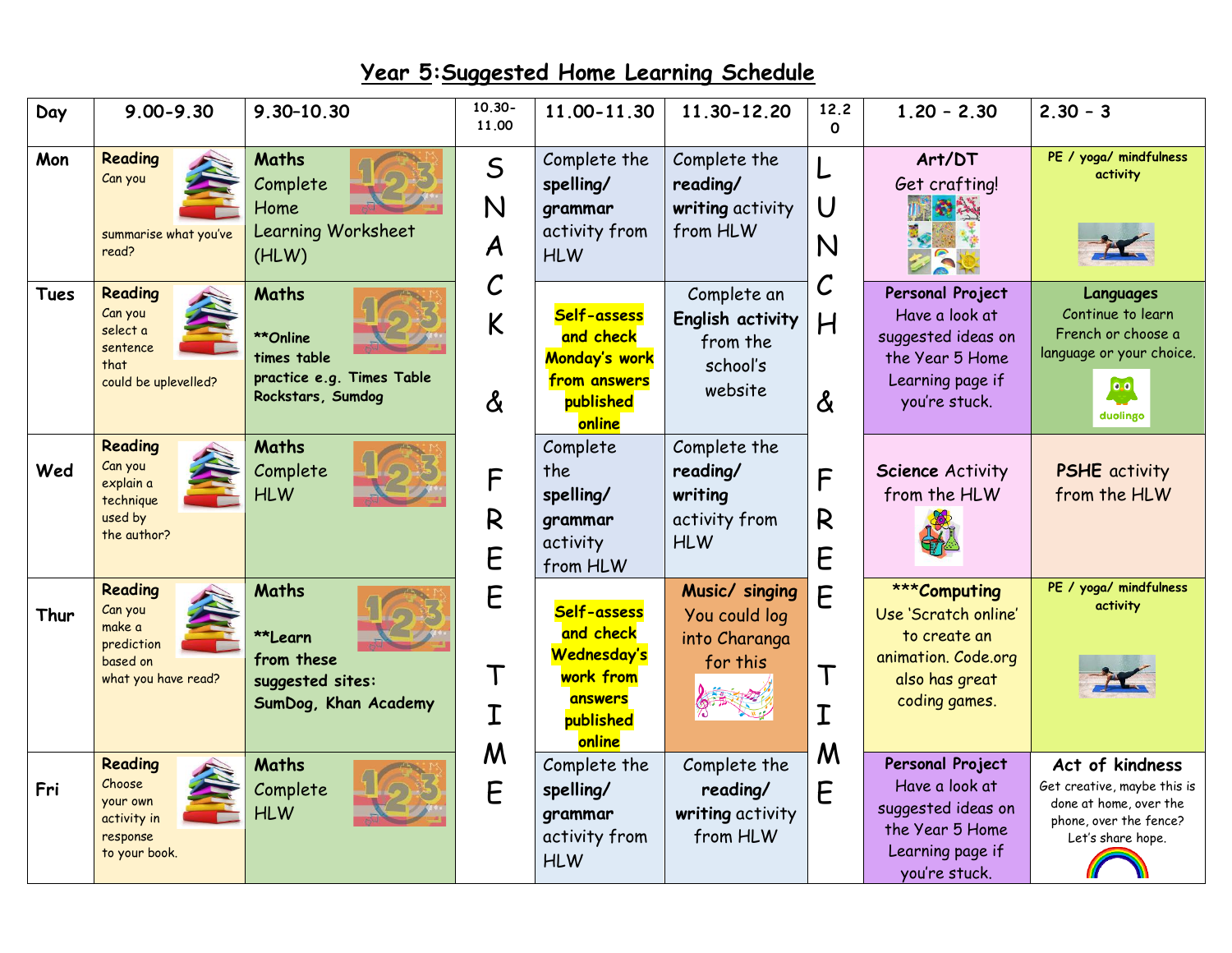# Year 5: Suggested Home Learning Schedule

| Day | 9.00-9.30 | 9.30–10.30 | 10.30-11.00 | 11.00-11.30 | 11.30-12.20 | 12.20 | 1.20 – 2.30 | 2.30 – 3 |
|---|---|---|---|---|---|---|---|---|
| **Mon** | **Reading** Can you summarise what you've read? | **Maths** Complete Home Learning Worksheet (HLW) | SNACK & FREE TIME | Complete the **spelling/ grammar** activity from HLW | Complete the **reading/ writing** activity from HLW | LUNCH & FREE TIME | **Art/DT** Get crafting! | **PE / yoga/ mindfulness activity** |
| **Tues** | **Reading** Can you select a sentence that could be uplevelled? | **Maths** **\*\*Online times table practice e.g. Times Table Rockstars, Sumdog** | | **Self-assess and check Monday's work from answers published online** | Complete an **English activity** from the school's website | | **Personal Project** Have a look at suggested ideas on the Year 5 Home Learning page if you're stuck. | **Languages** Continue to learn French or choose a language or your choice. duolingo |
| **Wed** | **Reading** Can you explain a technique used by the author? | **Maths** Complete HLW | | Complete the **spelling/ grammar** activity from HLW | Complete the **reading/ writing** activity from HLW | | **Science** Activity from the HLW | **PSHE** activity from the HLW |
| **Thur** | **Reading** Can you make a prediction based on what you have read? | **Maths** **\*\*Learn from these suggested sites: SumDog, Khan Academy** | | **Self-assess and check Wednesday's work from answers published online** | **Music/ singing** You could log into Charanga for this | | **\*\*\*Computing** Use 'Scratch online' to create an animation. Code.org also has great coding games. | **PE / yoga/ mindfulness activity** |
| **Fri** | **Reading** Choose your own activity in response to your book. | **Maths** Complete HLW | | Complete the **spelling/ grammar** activity from HLW | Complete the **reading/ writing** activity from HLW | | **Personal Project** Have a look at suggested ideas on the Year 5 Home Learning page if you're stuck. | **Act of kindness** Get creative, maybe this is done at home, over the phone, over the fence? Let's share hope. |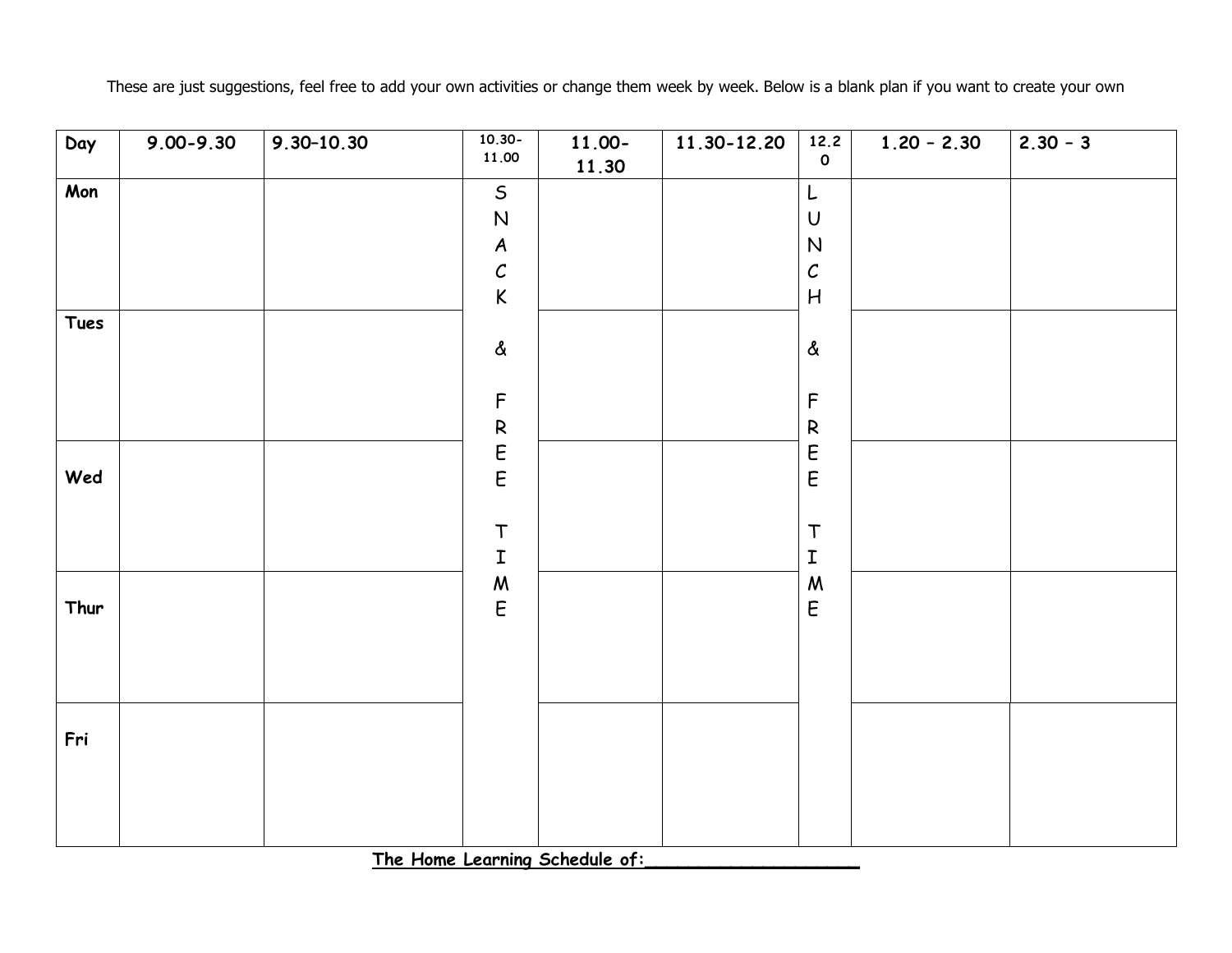These are just suggestions, feel free to add your own activities or change them week by week. Below is a blank plan if you want to create your own

| Day | 9.00-9.30 | 9.30–10.30 | 10.30-11.00 | 11.00-11.30 | 11.30-12.20 | 12.20 | 1.20 – 2.30 | 2.30 – 3 |
|---|---|---|---|---|---|---|---|---|
| Mon | | | SNACK & FREE TIME | | | LUNCH & FREE TIME | | |
| Tues | | | | | | | | |
| Wed | | | | | | | | |
| Thur | | | | | | | | |
| Fri | | | | | | | | |

**The Home Learning Schedule of:____________________**